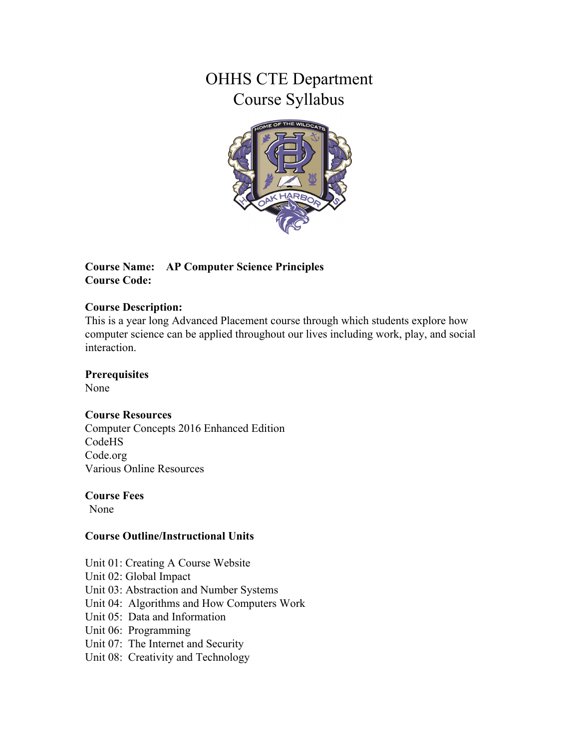# OHHS CTE Department
# Course Syllabus

**Course Name:** **AP Computer Science Principles**
**Course Code:**

**Course Description:**
This is a year long Advanced Placement course through which students explore how computer science can be applied throughout our lives including work, play, and social interaction.

**Prerequisites**
None

**Course Resources**
Computer Concepts 2016 Enhanced Edition
CodeHS
Code.org
Various Online Resources

**Course Fees**
None

**Course Outline/Instructional Units**

Unit 01: Creating A Course Website
Unit 02: Global Impact
Unit 03: Abstraction and Number Systems
Unit 04: Algorithms and How Computers Work
Unit 05: Data and Information
Unit 06: Programming
Unit 07: The Internet and Security
Unit 08: Creativity and Technology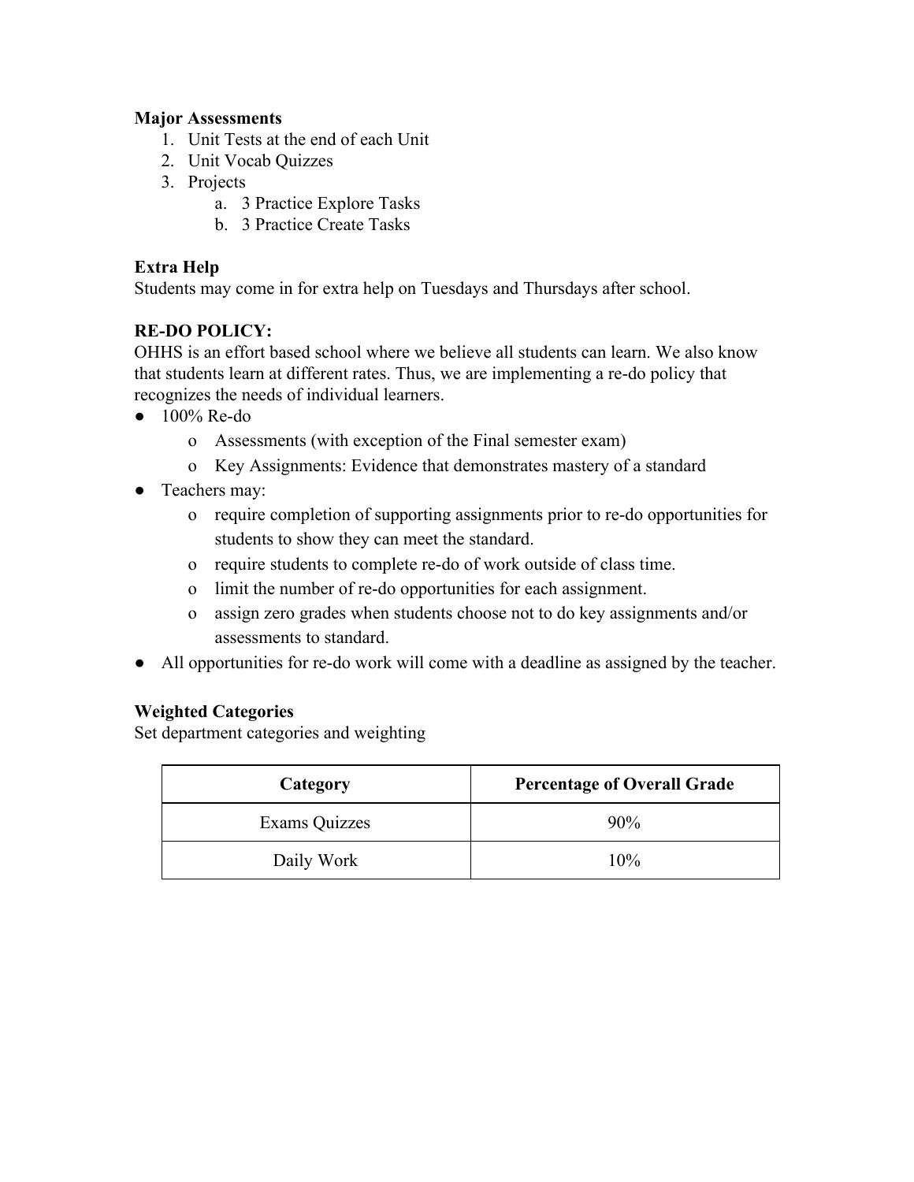**Major Assessments**

1. Unit Tests at the end of each Unit
2. Unit Vocab Quizzes
3. Projects
   a. 3 Practice Explore Tasks
   b. 3 Practice Create Tasks

**Extra Help**

Students may come in for extra help on Tuesdays and Thursdays after school.

**RE-DO POLICY:**

OHHS is an effort based school where we believe all students can learn. We also know that students learn at different rates. Thus, we are implementing a re-do policy that recognizes the needs of individual learners.

- 100% Re-do
  - Assessments (with exception of the Final semester exam)
  - Key Assignments: Evidence that demonstrates mastery of a standard
- Teachers may:
  - require completion of supporting assignments prior to re-do opportunities for students to show they can meet the standard.
  - require students to complete re-do of work outside of class time.
  - limit the number of re-do opportunities for each assignment.
  - assign zero grades when students choose not to do key assignments and/or assessments to standard.
- All opportunities for re-do work will come with a deadline as assigned by the teacher.

**Weighted Categories**

Set department categories and weighting

| Category | Percentage of Overall Grade |
|---|---|
| Exams Quizzes | 90% |
| Daily Work | 10% |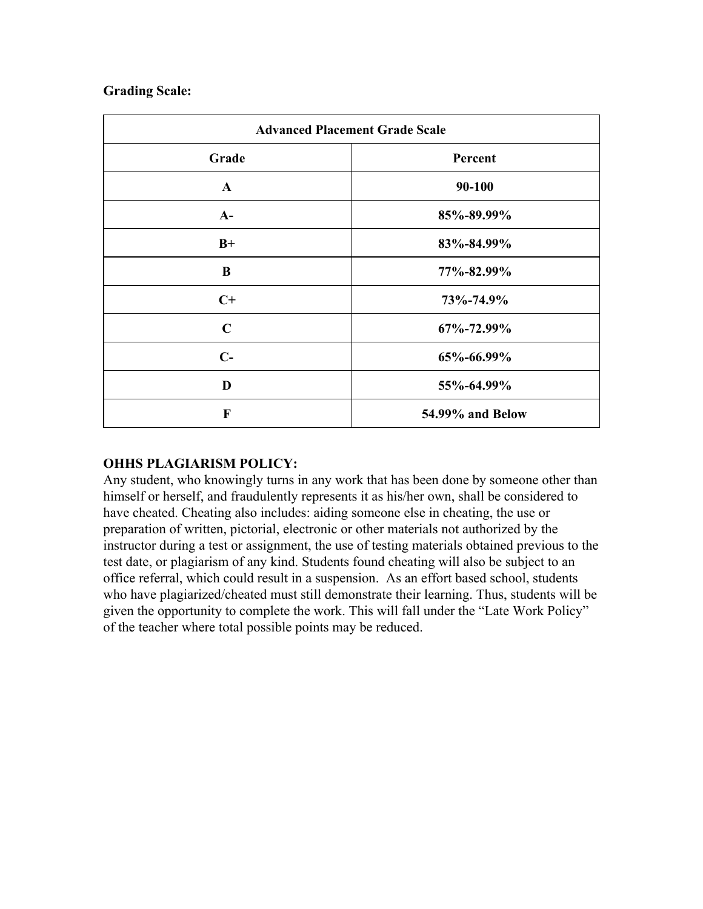**Grading Scale:**

| Advanced Placement Grade Scale | |
|---|---|
| **Grade** | **Percent** |
| **A** | **90-100** |
| **A-** | **85%-89.99%** |
| **B+** | **83%-84.99%** |
| **B** | **77%-82.99%** |
| **C+** | **73%-74.9%** |
| **C** | **67%-72.99%** |
| **C-** | **65%-66.99%** |
| **D** | **55%-64.99%** |
| **F** | **54.99% and Below** |

**OHHS PLAGIARISM POLICY:**

Any student, who knowingly turns in any work that has been done by someone other than himself or herself, and fraudulently represents it as his/her own, shall be considered to have cheated. Cheating also includes: aiding someone else in cheating, the use or preparation of written, pictorial, electronic or other materials not authorized by the instructor during a test or assignment, the use of testing materials obtained previous to the test date, or plagiarism of any kind. Students found cheating will also be subject to an office referral, which could result in a suspension. As an effort based school, students who have plagiarized/cheated must still demonstrate their learning. Thus, students will be given the opportunity to complete the work. This will fall under the "Late Work Policy" of the teacher where total possible points may be reduced.